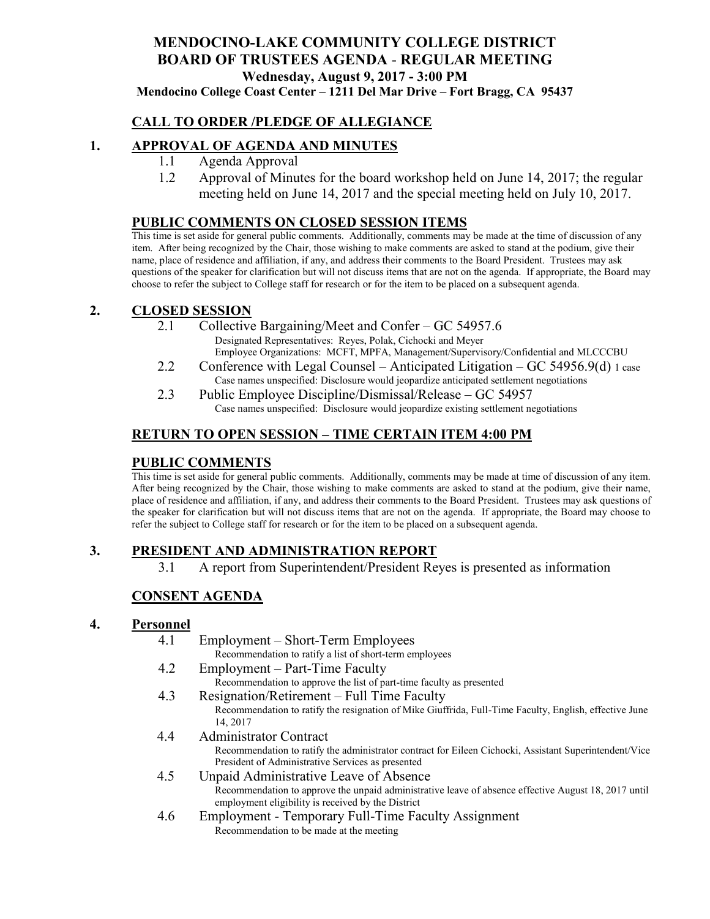# MENDOCINO-LAKE COMMUNITY COLLEGE DISTRICT
# BOARD OF TRUSTEES AGENDA - REGULAR MEETING

**Wednesday, August 9, 2017 - 3:00 PM**

**Mendocino College Coast Center – 1211 Del Mar Drive – Fort Bragg, CA 95437**

## CALL TO ORDER /PLEDGE OF ALLEGIANCE

## 1. APPROVAL OF AGENDA AND MINUTES

1.1 Agenda Approval

1.2 Approval of Minutes for the board workshop held on June 14, 2017; the regular meeting held on June 14, 2017 and the special meeting held on July 10, 2017.

## PUBLIC COMMENTS ON CLOSED SESSION ITEMS

This time is set aside for general public comments. Additionally, comments may be made at the time of discussion of any item. After being recognized by the Chair, those wishing to make comments are asked to stand at the podium, give their name, place of residence and affiliation, if any, and address their comments to the Board President. Trustees may ask questions of the speaker for clarification but will not discuss items that are not on the agenda. If appropriate, the Board may choose to refer the subject to College staff for research or for the item to be placed on a subsequent agenda.

## 2. CLOSED SESSION

2.1 Collective Bargaining/Meet and Confer – GC 54957.6
Designated Representatives: Reyes, Polak, Cichocki and Meyer
Employee Organizations: MCFT, MPFA, Management/Supervisory/Confidential and MLCCCBU

2.2 Conference with Legal Counsel – Anticipated Litigation – GC 54956.9(d) 1 case
Case names unspecified: Disclosure would jeopardize anticipated settlement negotiations

2.3 Public Employee Discipline/Dismissal/Release – GC 54957
Case names unspecified: Disclosure would jeopardize existing settlement negotiations

## RETURN TO OPEN SESSION – TIME CERTAIN ITEM 4:00 PM

## PUBLIC COMMENTS

This time is set aside for general public comments. Additionally, comments may be made at time of discussion of any item. After being recognized by the Chair, those wishing to make comments are asked to stand at the podium, give their name, place of residence and affiliation, if any, and address their comments to the Board President. Trustees may ask questions of the speaker for clarification but will not discuss items that are not on the agenda. If appropriate, the Board may choose to refer the subject to College staff for research or for the item to be placed on a subsequent agenda.

## 3. PRESIDENT AND ADMINISTRATION REPORT

3.1 A report from Superintendent/President Reyes is presented as information

## CONSENT AGENDA

## 4. Personnel

4.1 Employment – Short-Term Employees
Recommendation to ratify a list of short-term employees

4.2 Employment – Part-Time Faculty
Recommendation to approve the list of part-time faculty as presented

4.3 Resignation/Retirement – Full Time Faculty
Recommendation to ratify the resignation of Mike Giuffrida, Full-Time Faculty, English, effective June 14, 2017

4.4 Administrator Contract
Recommendation to ratify the administrator contract for Eileen Cichocki, Assistant Superintendent/Vice President of Administrative Services as presented

4.5 Unpaid Administrative Leave of Absence
Recommendation to approve the unpaid administrative leave of absence effective August 18, 2017 until employment eligibility is received by the District

4.6 Employment - Temporary Full-Time Faculty Assignment
Recommendation to be made at the meeting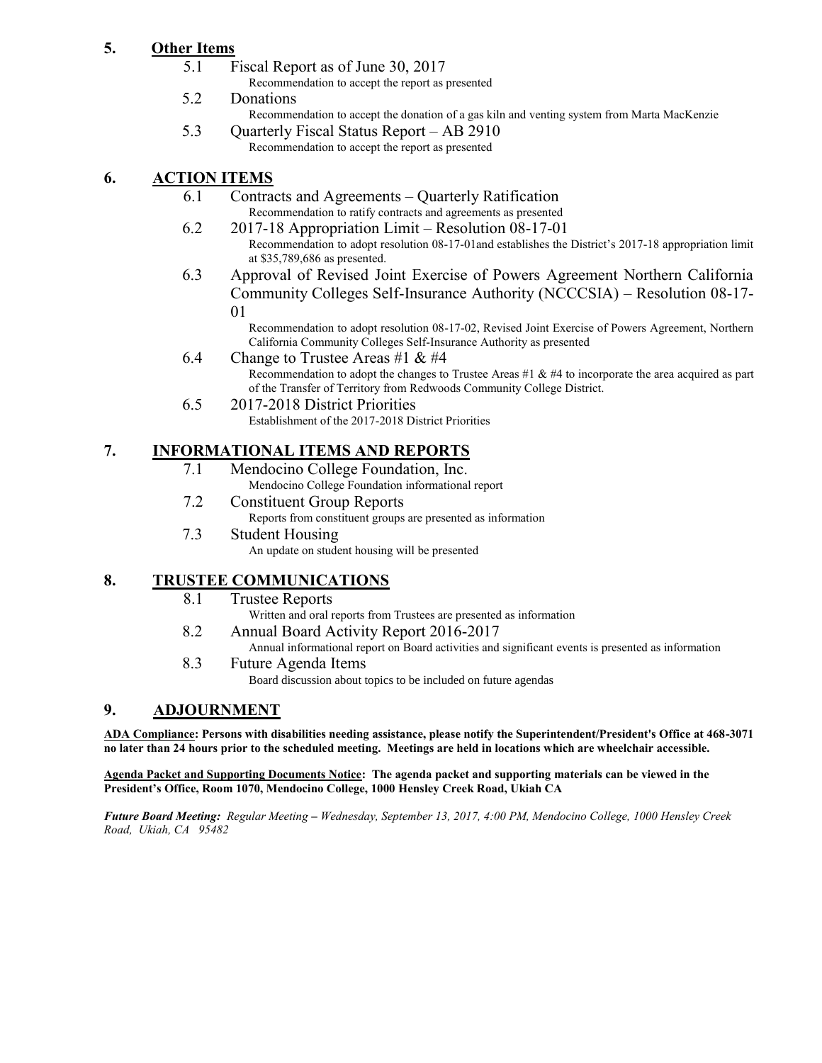## 5. Other Items

- 5.1 Fiscal Report as of June 30, 2017
  Recommendation to accept the report as presented
- 5.2 Donations
  Recommendation to accept the donation of a gas kiln and venting system from Marta MacKenzie
- 5.3 Quarterly Fiscal Status Report – AB 2910
  Recommendation to accept the report as presented

## 6. ACTION ITEMS

- 6.1 Contracts and Agreements – Quarterly Ratification
  Recommendation to ratify contracts and agreements as presented
- 6.2 2017-18 Appropriation Limit – Resolution 08-17-01
  Recommendation to adopt resolution 08-17-01and establishes the District's 2017-18 appropriation limit at $35,789,686 as presented.
- 6.3 Approval of Revised Joint Exercise of Powers Agreement Northern California Community Colleges Self-Insurance Authority (NCCCSIA) – Resolution 08-17-01
  Recommendation to adopt resolution 08-17-02, Revised Joint Exercise of Powers Agreement, Northern California Community Colleges Self-Insurance Authority as presented
- 6.4 Change to Trustee Areas #1 & #4
  Recommendation to adopt the changes to Trustee Areas #1 & #4 to incorporate the area acquired as part of the Transfer of Territory from Redwoods Community College District.
- 6.5 2017-2018 District Priorities
  Establishment of the 2017-2018 District Priorities

## 7. INFORMATIONAL ITEMS AND REPORTS

- 7.1 Mendocino College Foundation, Inc.
  Mendocino College Foundation informational report
- 7.2 Constituent Group Reports
  Reports from constituent groups are presented as information
- 7.3 Student Housing
  An update on student housing will be presented

## 8. TRUSTEE COMMUNICATIONS

- 8.1 Trustee Reports
  Written and oral reports from Trustees are presented as information
- 8.2 Annual Board Activity Report 2016-2017
  Annual informational report on Board activities and significant events is presented as information
- 8.3 Future Agenda Items
  Board discussion about topics to be included on future agendas

## 9. ADJOURNMENT

**ADA Compliance: Persons with disabilities needing assistance, please notify the Superintendent/President's Office at 468-3071 no later than 24 hours prior to the scheduled meeting. Meetings are held in locations which are wheelchair accessible.**

**Agenda Packet and Supporting Documents Notice: The agenda packet and supporting materials can be viewed in the President's Office, Room 1070, Mendocino College, 1000 Hensley Creek Road, Ukiah CA**

***Future Board Meeting:*** *Regular Meeting – Wednesday, September 13, 2017, 4:00 PM, Mendocino College, 1000 Hensley Creek Road, Ukiah, CA 95482*